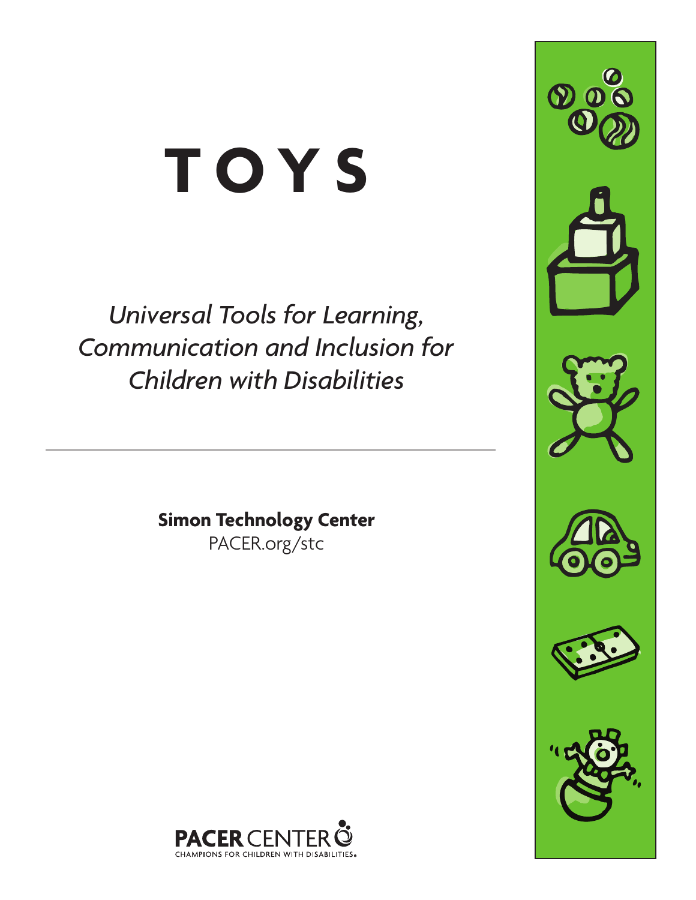# TOYS

*Universal Tools for Learning, Communication and Inclusion for Children with Disabilities*

---

**Simon Technology Center**
PACER.org/stc

PACER CENTER
CHAMPIONS FOR CHILDREN WITH DISABILITIES.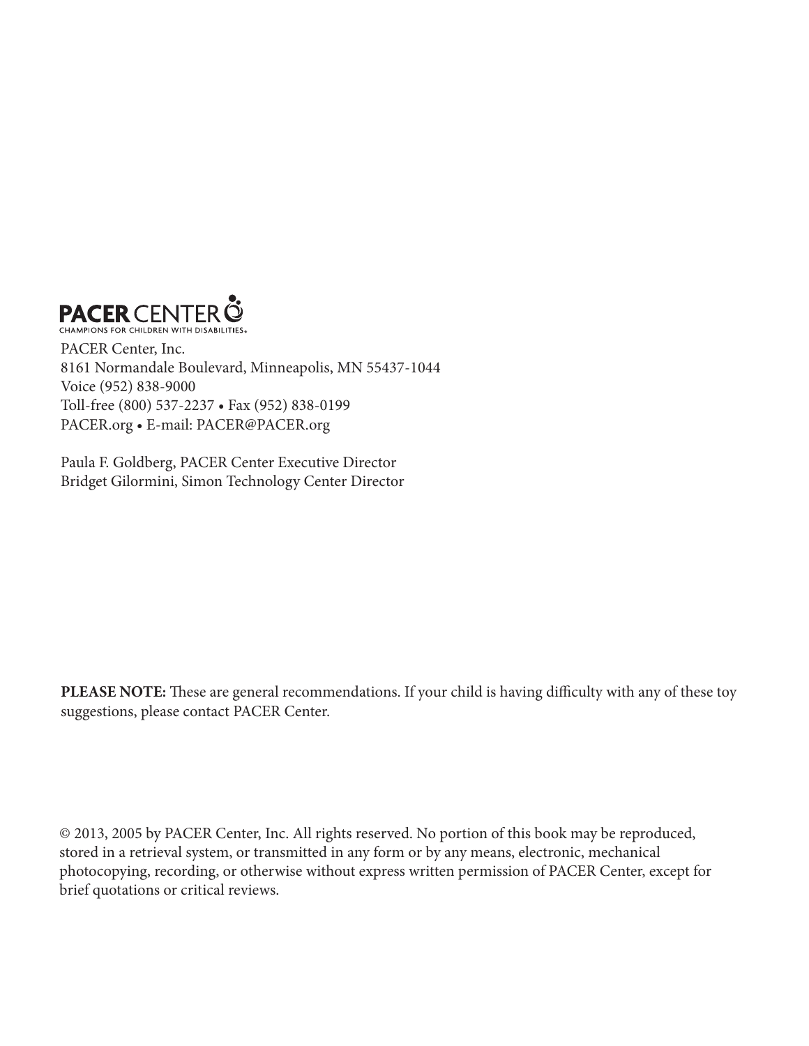**PACER CENTER**
CHAMPIONS FOR CHILDREN WITH DISABILITIES®

PACER Center, Inc.
8161 Normandale Boulevard, Minneapolis, MN 55437-1044
Voice (952) 838-9000
Toll-free (800) 537-2237 • Fax (952) 838-0199
PACER.org • E-mail: PACER@PACER.org

Paula F. Goldberg, PACER Center Executive Director
Bridget Gilormini, Simon Technology Center Director

**PLEASE NOTE:** These are general recommendations. If your child is having difficulty with any of these toy suggestions, please contact PACER Center.

© 2013, 2005 by PACER Center, Inc. All rights reserved. No portion of this book may be reproduced, stored in a retrieval system, or transmitted in any form or by any means, electronic, mechanical photocopying, recording, or otherwise without express written permission of PACER Center, except for brief quotations or critical reviews.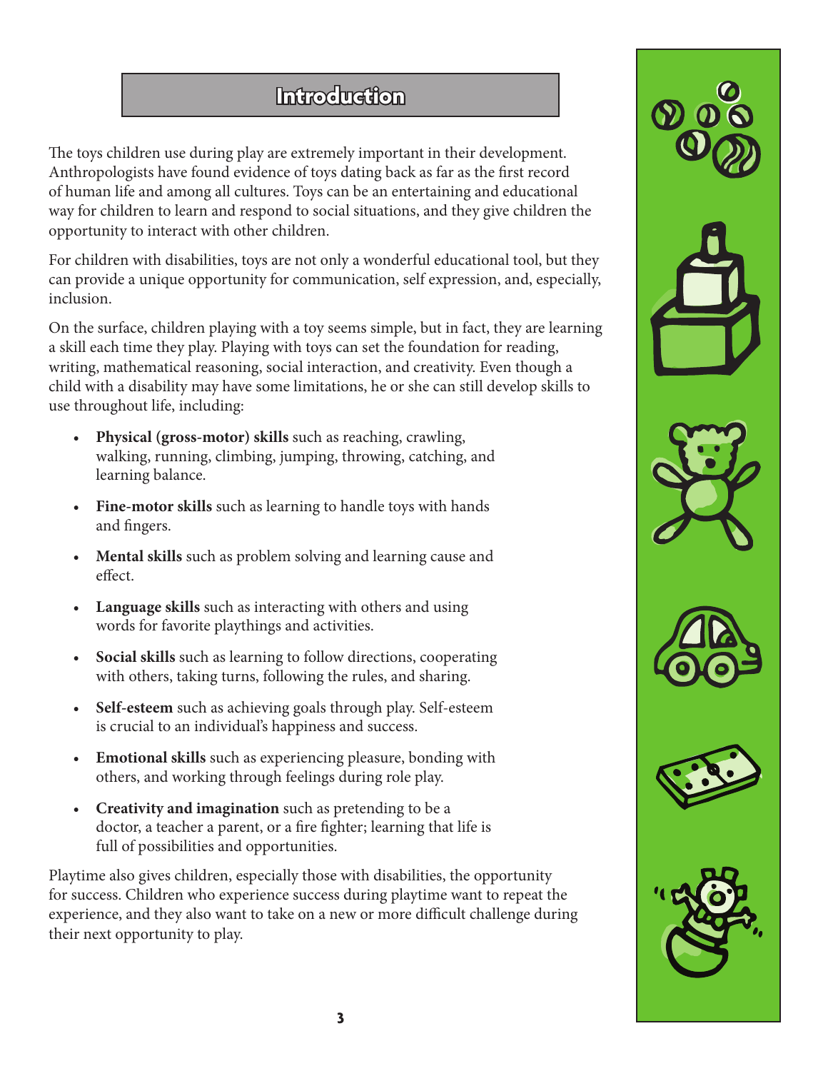# Introduction

The toys children use during play are extremely important in their development. Anthropologists have found evidence of toys dating back as far as the first record of human life and among all cultures. Toys can be an entertaining and educational way for children to learn and respond to social situations, and they give children the opportunity to interact with other children.

For children with disabilities, toys are not only a wonderful educational tool, but they can provide a unique opportunity for communication, self expression, and, especially, inclusion.

On the surface, children playing with a toy seems simple, but in fact, they are learning a skill each time they play. Playing with toys can set the foundation for reading, writing, mathematical reasoning, social interaction, and creativity. Even though a child with a disability may have some limitations, he or she can still develop skills to use throughout life, including:

- **Physical (gross-motor) skills** such as reaching, crawling, walking, running, climbing, jumping, throwing, catching, and learning balance.
- **Fine-motor skills** such as learning to handle toys with hands and fingers.
- **Mental skills** such as problem solving and learning cause and effect.
- **Language skills** such as interacting with others and using words for favorite playthings and activities.
- **Social skills** such as learning to follow directions, cooperating with others, taking turns, following the rules, and sharing.
- **Self-esteem** such as achieving goals through play. Self-esteem is crucial to an individual's happiness and success.
- **Emotional skills** such as experiencing pleasure, bonding with others, and working through feelings during role play.
- **Creativity and imagination** such as pretending to be a doctor, a teacher a parent, or a fire fighter; learning that life is full of possibilities and opportunities.

Playtime also gives children, especially those with disabilities, the opportunity for success. Children who experience success during playtime want to repeat the experience, and they also want to take on a new or more difficult challenge during their next opportunity to play.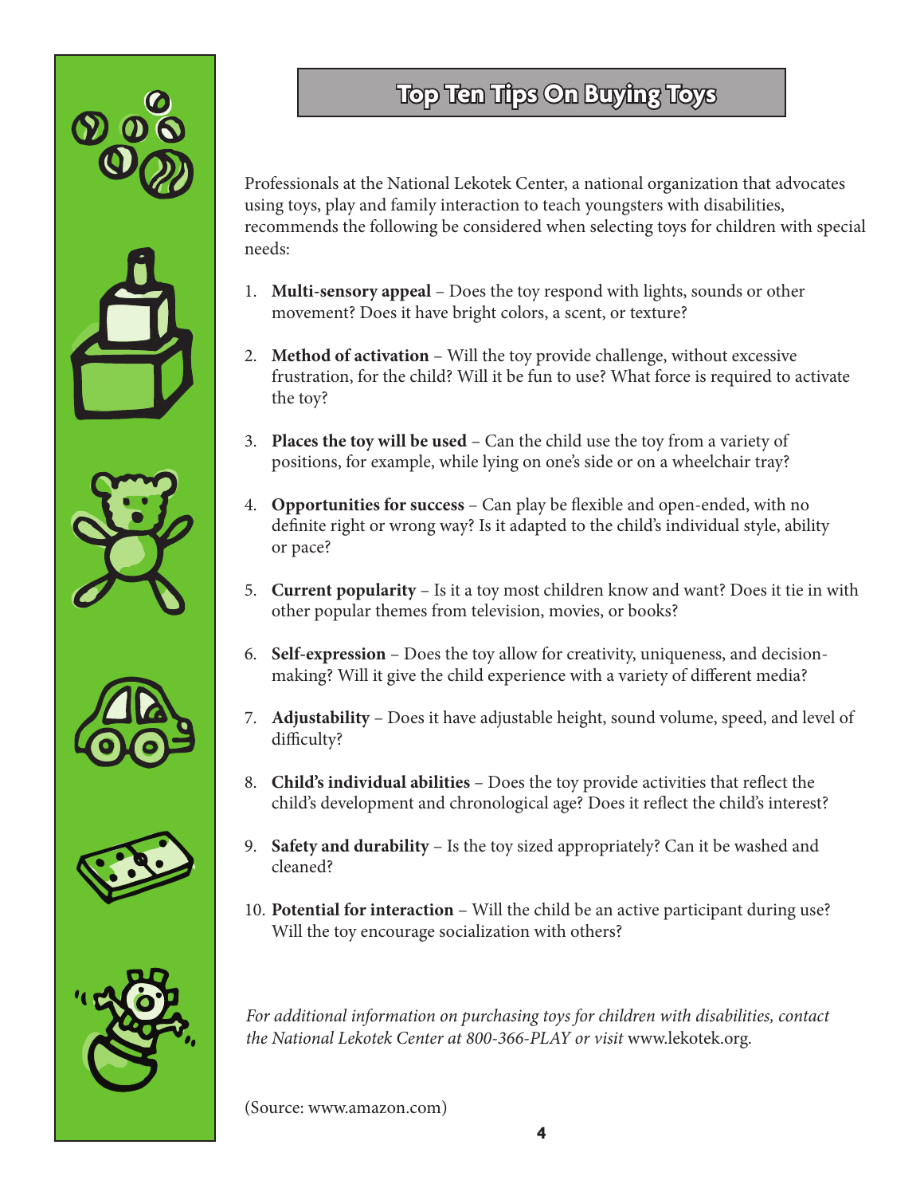# Top Ten Tips On Buying Toys

Professionals at the National Lekotek Center, a national organization that advocates using toys, play and family interaction to teach youngsters with disabilities, recommends the following be considered when selecting toys for children with special needs:

1. **Multi-sensory appeal** – Does the toy respond with lights, sounds or other movement? Does it have bright colors, a scent, or texture?

2. **Method of activation** – Will the toy provide challenge, without excessive frustration, for the child? Will it be fun to use? What force is required to activate the toy?

3. **Places the toy will be used** – Can the child use the toy from a variety of positions, for example, while lying on one's side or on a wheelchair tray?

4. **Opportunities for success** – Can play be flexible and open-ended, with no definite right or wrong way? Is it adapted to the child's individual style, ability or pace?

5. **Current popularity** – Is it a toy most children know and want? Does it tie in with other popular themes from television, movies, or books?

6. **Self-expression** – Does the toy allow for creativity, uniqueness, and decision-making? Will it give the child experience with a variety of different media?

7. **Adjustability** – Does it have adjustable height, sound volume, speed, and level of difficulty?

8. **Child's individual abilities** – Does the toy provide activities that reflect the child's development and chronological age? Does it reflect the child's interest?

9. **Safety and durability** – Is the toy sized appropriately? Can it be washed and cleaned?

10. **Potential for interaction** – Will the child be an active participant during use? Will the toy encourage socialization with others?

*For additional information on purchasing toys for children with disabilities, contact the National Lekotek Center at 800-366-PLAY or visit* www.lekotek.org.

(Source: www.amazon.com)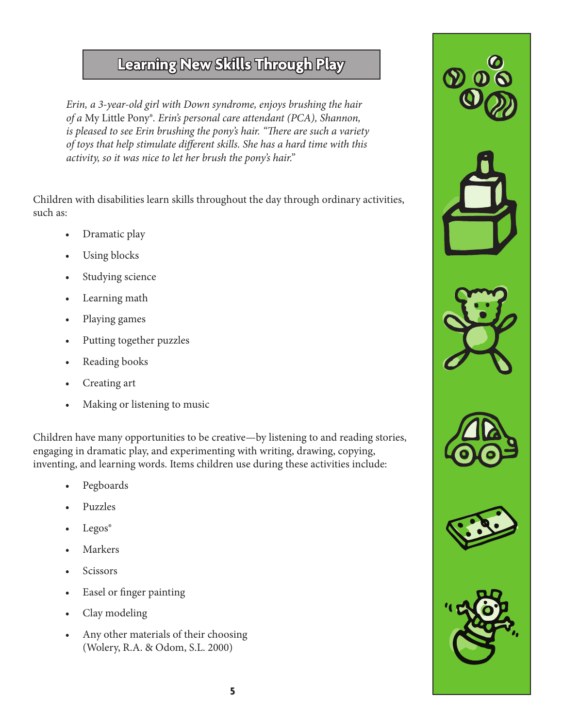## Learning New Skills Through Play

*Erin, a 3-year-old girl with Down syndrome, enjoys brushing the hair of a* My Little Pony®. *Erin's personal care attendant (PCA), Shannon, is pleased to see Erin brushing the pony's hair. "There are such a variety of toys that help stimulate different skills. She has a hard time with this activity, so it was nice to let her brush the pony's hair."*

Children with disabilities learn skills throughout the day through ordinary activities, such as:

- Dramatic play
- Using blocks
- Studying science
- Learning math
- Playing games
- Putting together puzzles
- Reading books
- Creating art
- Making or listening to music

Children have many opportunities to be creative—by listening to and reading stories, engaging in dramatic play, and experimenting with writing, drawing, copying, inventing, and learning words. Items children use during these activities include:

- Pegboards
- Puzzles
- Legos®
- Markers
- Scissors
- Easel or finger painting
- Clay modeling
- Any other materials of their choosing (Wolery, R.A. & Odom, S.L. 2000)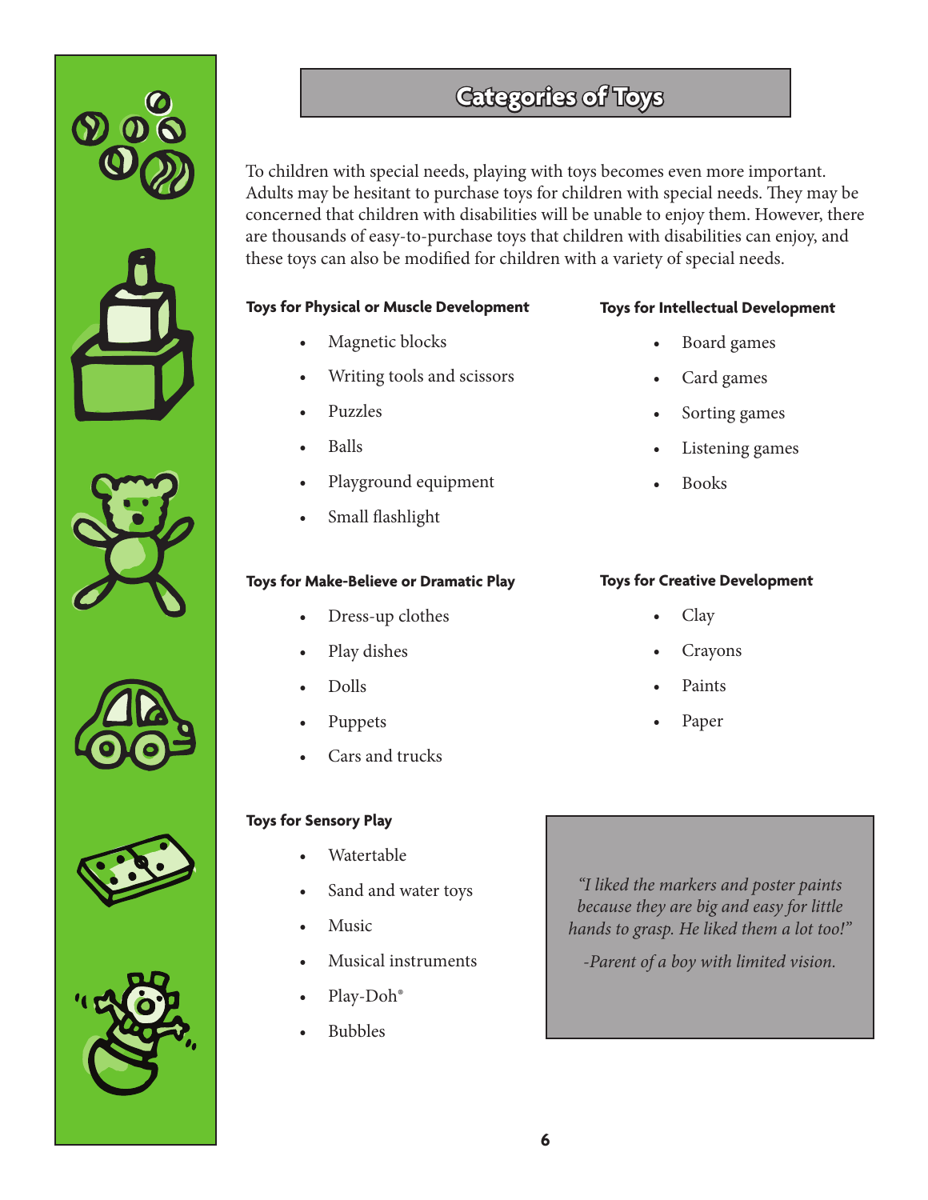# Categories of Toys

To children with special needs, playing with toys becomes even more important. Adults may be hesitant to purchase toys for children with special needs. They may be concerned that children with disabilities will be unable to enjoy them. However, there are thousands of easy-to-purchase toys that children with disabilities can enjoy, and these toys can also be modified for children with a variety of special needs.

**Toys for Physical or Muscle Development**

- Magnetic blocks
- Writing tools and scissors
- Puzzles
- Balls
- Playground equipment
- Small flashlight

**Toys for Intellectual Development**

- Board games
- Card games
- Sorting games
- Listening games
- Books

**Toys for Make-Believe or Dramatic Play**

- Dress-up clothes
- Play dishes
- Dolls
- Puppets
- Cars and trucks

**Toys for Creative Development**

- Clay
- Crayons
- Paints
- Paper

**Toys for Sensory Play**

- Watertable
- Sand and water toys
- Music
- Musical instruments
- Play-Doh®
- Bubbles

> *"I liked the markers and poster paints because they are big and easy for little hands to grasp. He liked them a lot too!"*
>
> *-Parent of a boy with limited vision.*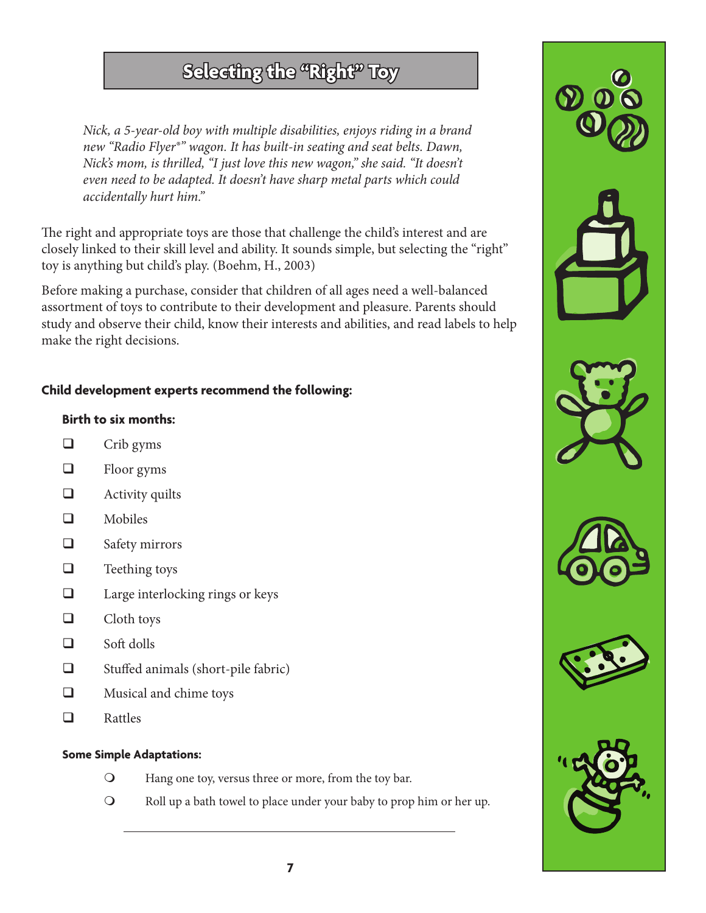# Selecting the "Right" Toy

*Nick, a 5-year-old boy with multiple disabilities, enjoys riding in a brand new "Radio Flyer®" wagon. It has built-in seating and seat belts. Dawn, Nick's mom, is thrilled, "I just love this new wagon," she said. "It doesn't even need to be adapted. It doesn't have sharp metal parts which could accidentally hurt him."*

The right and appropriate toys are those that challenge the child's interest and are closely linked to their skill level and ability. It sounds simple, but selecting the "right" toy is anything but child's play. (Boehm, H., 2003)

Before making a purchase, consider that children of all ages need a well-balanced assortment of toys to contribute to their development and pleasure. Parents should study and observe their child, know their interests and abilities, and read labels to help make the right decisions.

**Child development experts recommend the following:**

**Birth to six months:**

- [ ] Crib gyms
- [ ] Floor gyms
- [ ] Activity quilts
- [ ] Mobiles
- [ ] Safety mirrors
- [ ] Teething toys
- [ ] Large interlocking rings or keys
- [ ] Cloth toys
- [ ] Soft dolls
- [ ] Stuffed animals (short-pile fabric)
- [ ] Musical and chime toys
- [ ] Rattles

**Some Simple Adaptations:**

- Hang one toy, versus three or more, from the toy bar.
- Roll up a bath towel to place under your baby to prop him or her up.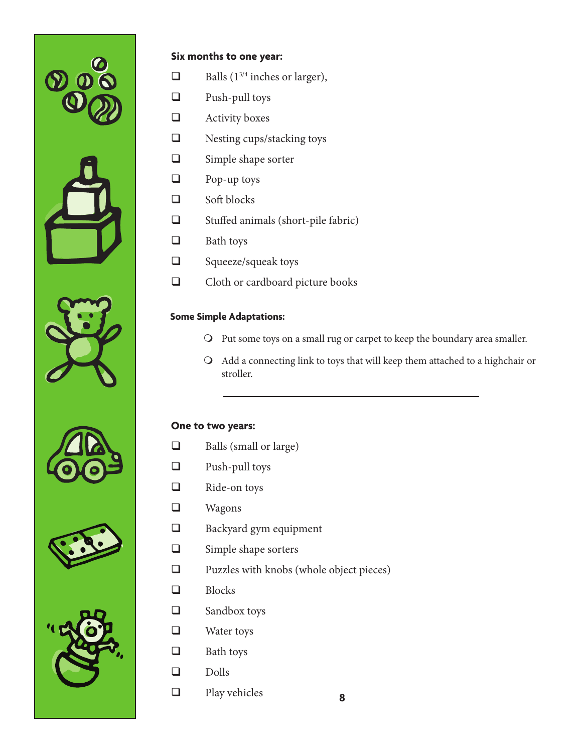**Six months to one year:**

- ❑ Balls ($1^{3/4}$ inches or larger),
- ❑ Push-pull toys
- ❑ Activity boxes
- ❑ Nesting cups/stacking toys
- ❑ Simple shape sorter
- ❑ Pop-up toys
- ❑ Soft blocks
- ❑ Stuffed animals (short-pile fabric)
- ❑ Bath toys
- ❑ Squeeze/squeak toys
- ❑ Cloth or cardboard picture books

**Some Simple Adaptations:**

- Put some toys on a small rug or carpet to keep the boundary area smaller.
- Add a connecting link to toys that will keep them attached to a highchair or stroller.

---

**One to two years:**

- ❑ Balls (small or large)
- ❑ Push-pull toys
- ❑ Ride-on toys
- ❑ Wagons
- ❑ Backyard gym equipment
- ❑ Simple shape sorters
- ❑ Puzzles with knobs (whole object pieces)
- ❑ Blocks
- ❑ Sandbox toys
- ❑ Water toys
- ❑ Bath toys
- ❑ Dolls
- ❑ Play vehicles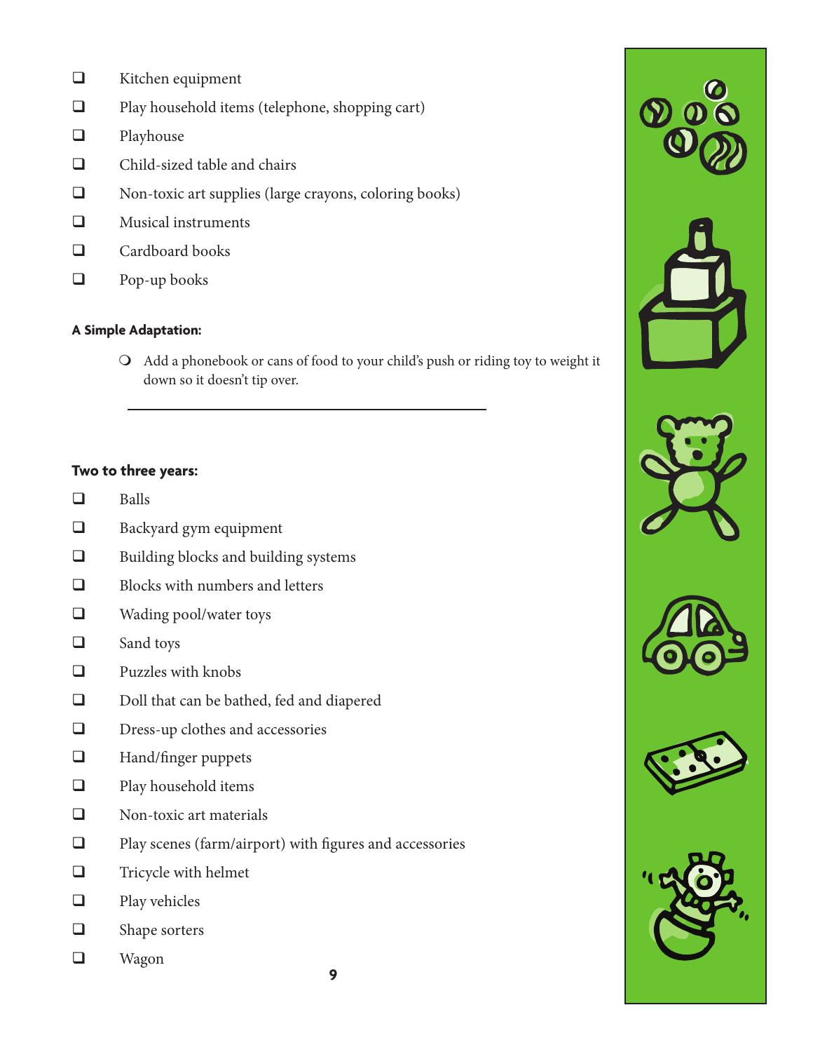- ☐ Kitchen equipment
- ☐ Play household items (telephone, shopping cart)
- ☐ Playhouse
- ☐ Child-sized table and chairs
- ☐ Non-toxic art supplies (large crayons, coloring books)
- ☐ Musical instruments
- ☐ Cardboard books
- ☐ Pop-up books

**A Simple Adaptation:**

- Add a phonebook or cans of food to your child's push or riding toy to weight it down so it doesn't tip over.

---

**Two to three years:**

- ☐ Balls
- ☐ Backyard gym equipment
- ☐ Building blocks and building systems
- ☐ Blocks with numbers and letters
- ☐ Wading pool/water toys
- ☐ Sand toys
- ☐ Puzzles with knobs
- ☐ Doll that can be bathed, fed and diapered
- ☐ Dress-up clothes and accessories
- ☐ Hand/finger puppets
- ☐ Play household items
- ☐ Non-toxic art materials
- ☐ Play scenes (farm/airport) with figures and accessories
- ☐ Tricycle with helmet
- ☐ Play vehicles
- ☐ Shape sorters
- ☐ Wagon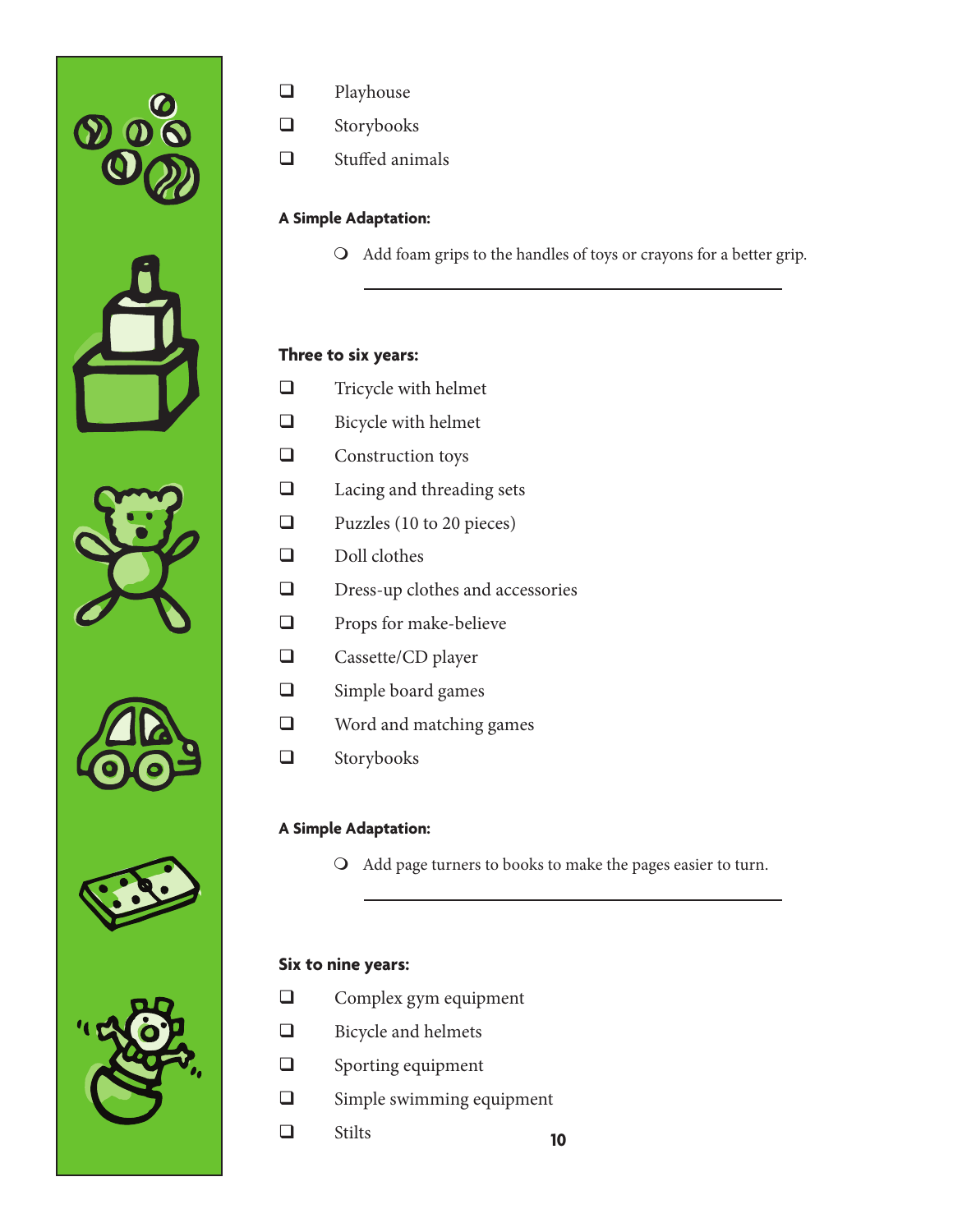- [ ] Playhouse
- [ ] Storybooks
- [ ] Stuffed animals

**A Simple Adaptation:**

- Add foam grips to the handles of toys or crayons for a better grip.

________________________________________

**Three to six years:**

- [ ] Tricycle with helmet
- [ ] Bicycle with helmet
- [ ] Construction toys
- [ ] Lacing and threading sets
- [ ] Puzzles (10 to 20 pieces)
- [ ] Doll clothes
- [ ] Dress-up clothes and accessories
- [ ] Props for make-believe
- [ ] Cassette/CD player
- [ ] Simple board games
- [ ] Word and matching games
- [ ] Storybooks

**A Simple Adaptation:**

- Add page turners to books to make the pages easier to turn.

________________________________________

**Six to nine years:**

- [ ] Complex gym equipment
- [ ] Bicycle and helmets
- [ ] Sporting equipment
- [ ] Simple swimming equipment
- [ ] Stilts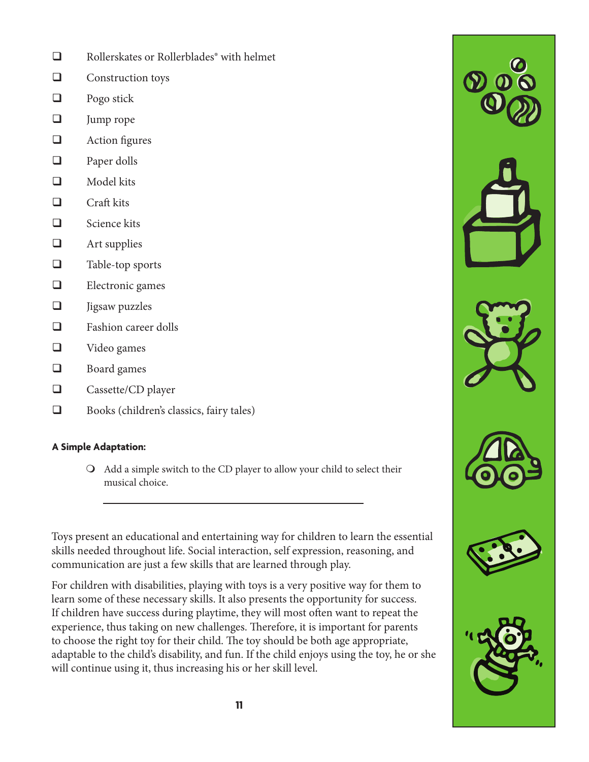- ☐ Rollerskates or Rollerblades® with helmet
- ☐ Construction toys
- ☐ Pogo stick
- ☐ Jump rope
- ☐ Action figures
- ☐ Paper dolls
- ☐ Model kits
- ☐ Craft kits
- ☐ Science kits
- ☐ Art supplies
- ☐ Table-top sports
- ☐ Electronic games
- ☐ Jigsaw puzzles
- ☐ Fashion career dolls
- ☐ Video games
- ☐ Board games
- ☐ Cassette/CD player
- ☐ Books (children's classics, fairy tales)

**A Simple Adaptation:**

- Add a simple switch to the CD player to allow your child to select their musical choice.

---

Toys present an educational and entertaining way for children to learn the essential skills needed throughout life. Social interaction, self expression, reasoning, and communication are just a few skills that are learned through play.

For children with disabilities, playing with toys is a very positive way for them to learn some of these necessary skills. It also presents the opportunity for success. If children have success during playtime, they will most often want to repeat the experience, thus taking on new challenges. Therefore, it is important for parents to choose the right toy for their child. The toy should be both age appropriate, adaptable to the child's disability, and fun. If the child enjoys using the toy, he or she will continue using it, thus increasing his or her skill level.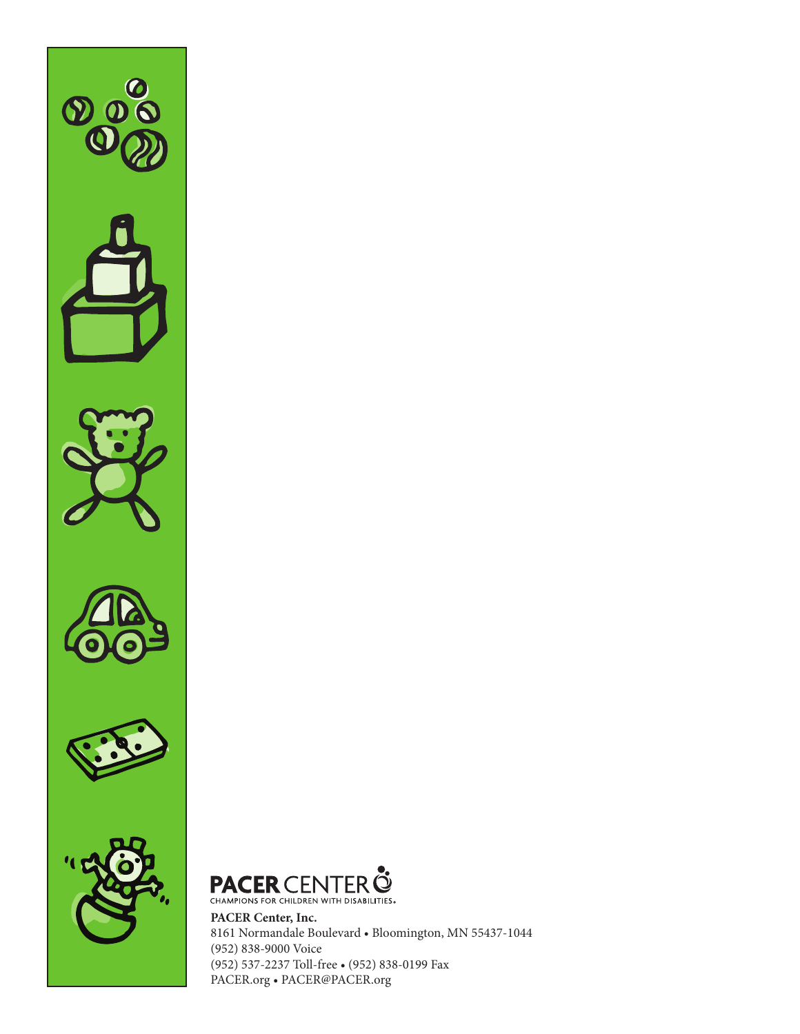PACER CENTER
CHAMPIONS FOR CHILDREN WITH DISABILITIES®

**PACER Center, Inc.**
8161 Normandale Boulevard • Bloomington, MN 55437-1044
(952) 838-9000 Voice
(952) 537-2237 Toll-free • (952) 838-0199 Fax
PACER.org • PACER@PACER.org